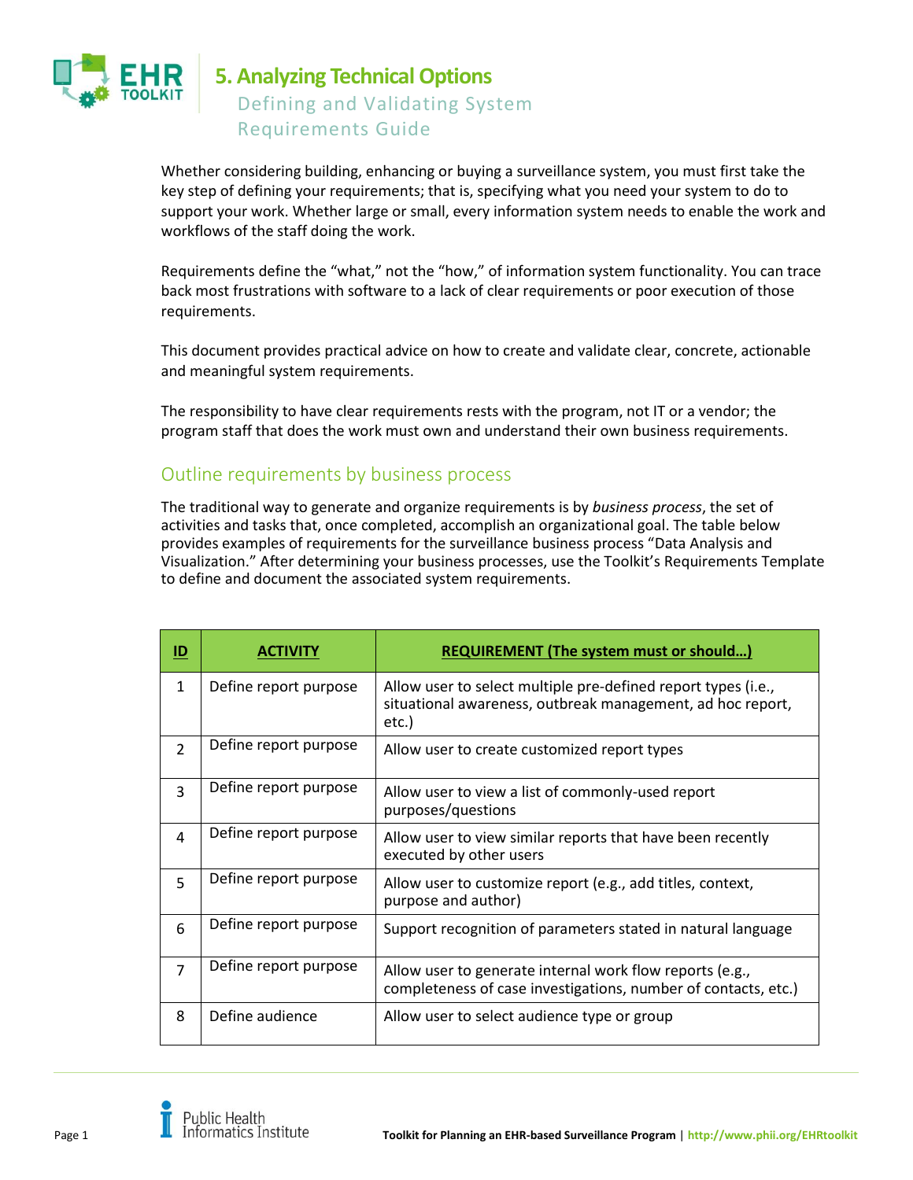# 5. Analyzing Technical Options

## Defining and Validating System Requirements Guide

Whether considering building, enhancing or buying a surveillance system, you must first take the key step of defining your requirements; that is, specifying what you need your system to do to support your work. Whether large or small, every information system needs to enable the work and workflows of the staff doing the work.

Requirements define the "what," not the "how," of information system functionality. You can trace back most frustrations with software to a lack of clear requirements or poor execution of those requirements.

This document provides practical advice on how to create and validate clear, concrete, actionable and meaningful system requirements.

The responsibility to have clear requirements rests with the program, not IT or a vendor; the program staff that does the work must own and understand their own business requirements.

## Outline requirements by business process

The traditional way to generate and organize requirements is by *business process*, the set of activities and tasks that, once completed, accomplish an organizational goal. The table below provides examples of requirements for the surveillance business process "Data Analysis and Visualization." After determining your business processes, use the Toolkit's Requirements Template to define and document the associated system requirements.

| ID | ACTIVITY | REQUIREMENT (The system must or should…) |
|---|---|---|
| 1 | Define report purpose | Allow user to select multiple pre-defined report types (i.e., situational awareness, outbreak management, ad hoc report, etc.) |
| 2 | Define report purpose | Allow user to create customized report types |
| 3 | Define report purpose | Allow user to view a list of commonly-used report purposes/questions |
| 4 | Define report purpose | Allow user to view similar reports that have been recently executed by other users |
| 5 | Define report purpose | Allow user to customize report (e.g., add titles, context, purpose and author) |
| 6 | Define report purpose | Support recognition of parameters stated in natural language |
| 7 | Define report purpose | Allow user to generate internal work flow reports (e.g., completeness of case investigations, number of contacts, etc.) |
| 8 | Define audience | Allow user to select audience type or group |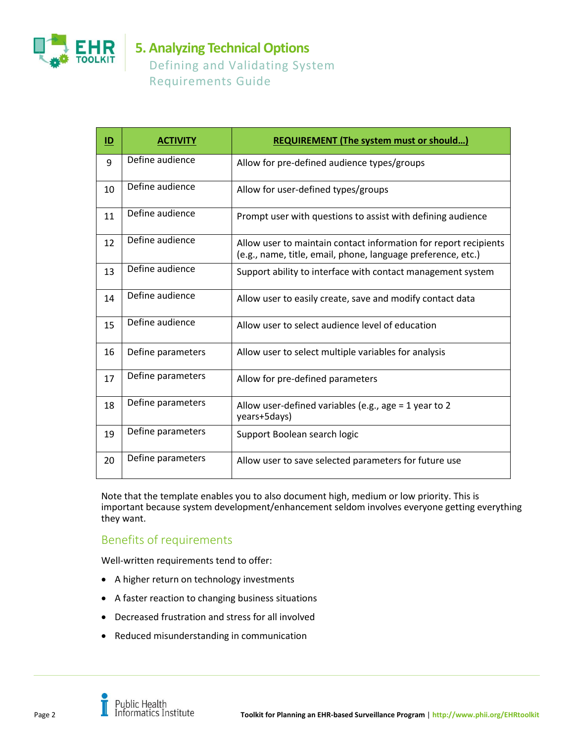| ID | ACTIVITY | REQUIREMENT (The system must or should…) |
|---|---|---|
| 9 | Define audience | Allow for pre-defined audience types/groups |
| 10 | Define audience | Allow for user-defined types/groups |
| 11 | Define audience | Prompt user with questions to assist with defining audience |
| 12 | Define audience | Allow user to maintain contact information for report recipients (e.g., name, title, email, phone, language preference, etc.) |
| 13 | Define audience | Support ability to interface with contact management system |
| 14 | Define audience | Allow user to easily create, save and modify contact data |
| 15 | Define audience | Allow user to select audience level of education |
| 16 | Define parameters | Allow user to select multiple variables for analysis |
| 17 | Define parameters | Allow for pre-defined parameters |
| 18 | Define parameters | Allow user-defined variables (e.g., age = 1 year to 2 years+5days) |
| 19 | Define parameters | Support Boolean search logic |
| 20 | Define parameters | Allow user to save selected parameters for future use |

Note that the template enables you to also document high, medium or low priority. This is important because system development/enhancement seldom involves everyone getting everything they want.

## Benefits of requirements

Well-written requirements tend to offer:

- A higher return on technology investments
- A faster reaction to changing business situations
- Decreased frustration and stress for all involved
- Reduced misunderstanding in communication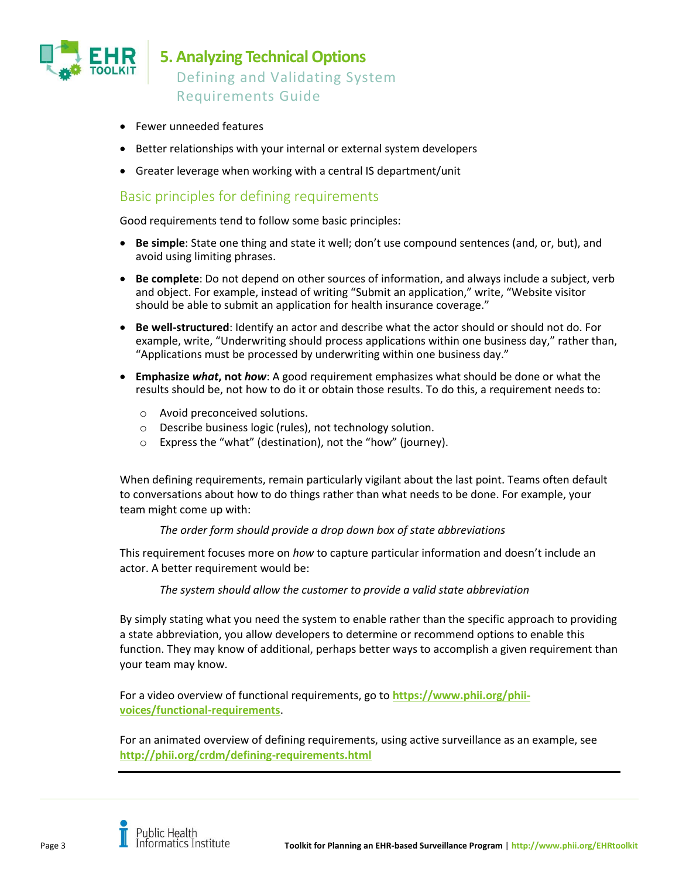- Fewer unneeded features
- Better relationships with your internal or external system developers
- Greater leverage when working with a central IS department/unit

## Basic principles for defining requirements

Good requirements tend to follow some basic principles:

- **Be simple**: State one thing and state it well; don't use compound sentences (and, or, but), and avoid using limiting phrases.
- **Be complete**: Do not depend on other sources of information, and always include a subject, verb and object. For example, instead of writing "Submit an application," write, "Website visitor should be able to submit an application for health insurance coverage."
- **Be well-structured**: Identify an actor and describe what the actor should or should not do. For example, write, "Underwriting should process applications within one business day," rather than, "Applications must be processed by underwriting within one business day."
- **Emphasize *what*, not *how***: A good requirement emphasizes what should be done or what the results should be, not how to do it or obtain those results. To do this, a requirement needs to:
  - Avoid preconceived solutions.
  - Describe business logic (rules), not technology solution.
  - Express the "what" (destination), not the "how" (journey).

When defining requirements, remain particularly vigilant about the last point. Teams often default to conversations about how to do things rather than what needs to be done. For example, your team might come up with:

> *The order form should provide a drop down box of state abbreviations*

This requirement focuses more on *how* to capture particular information and doesn't include an actor. A better requirement would be:

> *The system should allow the customer to provide a valid state abbreviation*

By simply stating what you need the system to enable rather than the specific approach to providing a state abbreviation, you allow developers to determine or recommend options to enable this function. They may know of additional, perhaps better ways to accomplish a given requirement than your team may know.

For a video overview of functional requirements, go to **https://www.phii.org/phii-voices/functional-requirements**.

For an animated overview of defining requirements, using active surveillance as an example, see **http://phii.org/crdm/defining-requirements.html**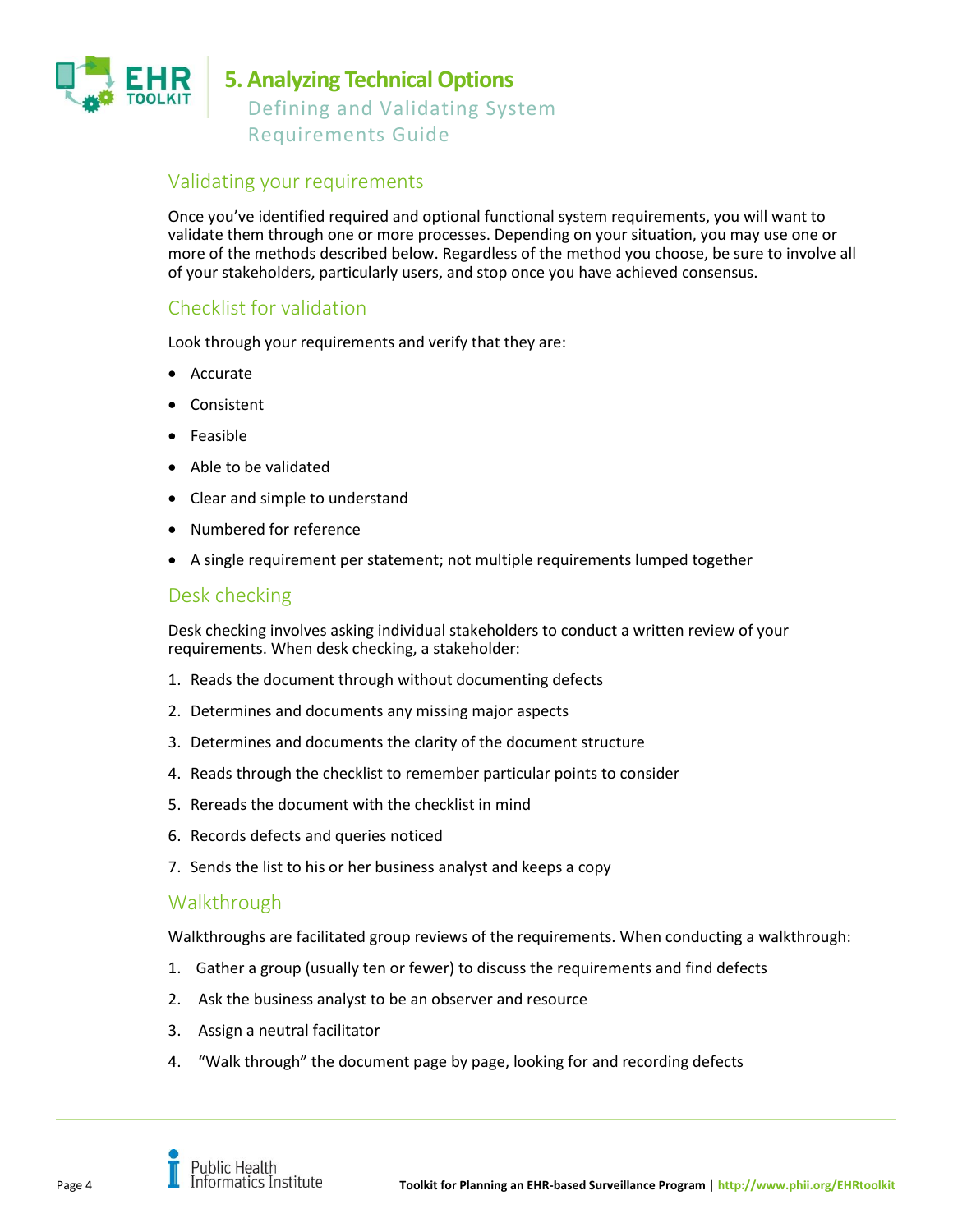## Validating your requirements

Once you've identified required and optional functional system requirements, you will want to validate them through one or more processes. Depending on your situation, you may use one or more of the methods described below. Regardless of the method you choose, be sure to involve all of your stakeholders, particularly users, and stop once you have achieved consensus.

## Checklist for validation

Look through your requirements and verify that they are:

- Accurate
- Consistent
- Feasible
- Able to be validated
- Clear and simple to understand
- Numbered for reference
- A single requirement per statement; not multiple requirements lumped together

## Desk checking

Desk checking involves asking individual stakeholders to conduct a written review of your requirements. When desk checking, a stakeholder:

1. Reads the document through without documenting defects
2. Determines and documents any missing major aspects
3. Determines and documents the clarity of the document structure
4. Reads through the checklist to remember particular points to consider
5. Rereads the document with the checklist in mind
6. Records defects and queries noticed
7. Sends the list to his or her business analyst and keeps a copy

## Walkthrough

Walkthroughs are facilitated group reviews of the requirements. When conducting a walkthrough:

1. Gather a group (usually ten or fewer) to discuss the requirements and find defects
2. Ask the business analyst to be an observer and resource
3. Assign a neutral facilitator
4. "Walk through" the document page by page, looking for and recording defects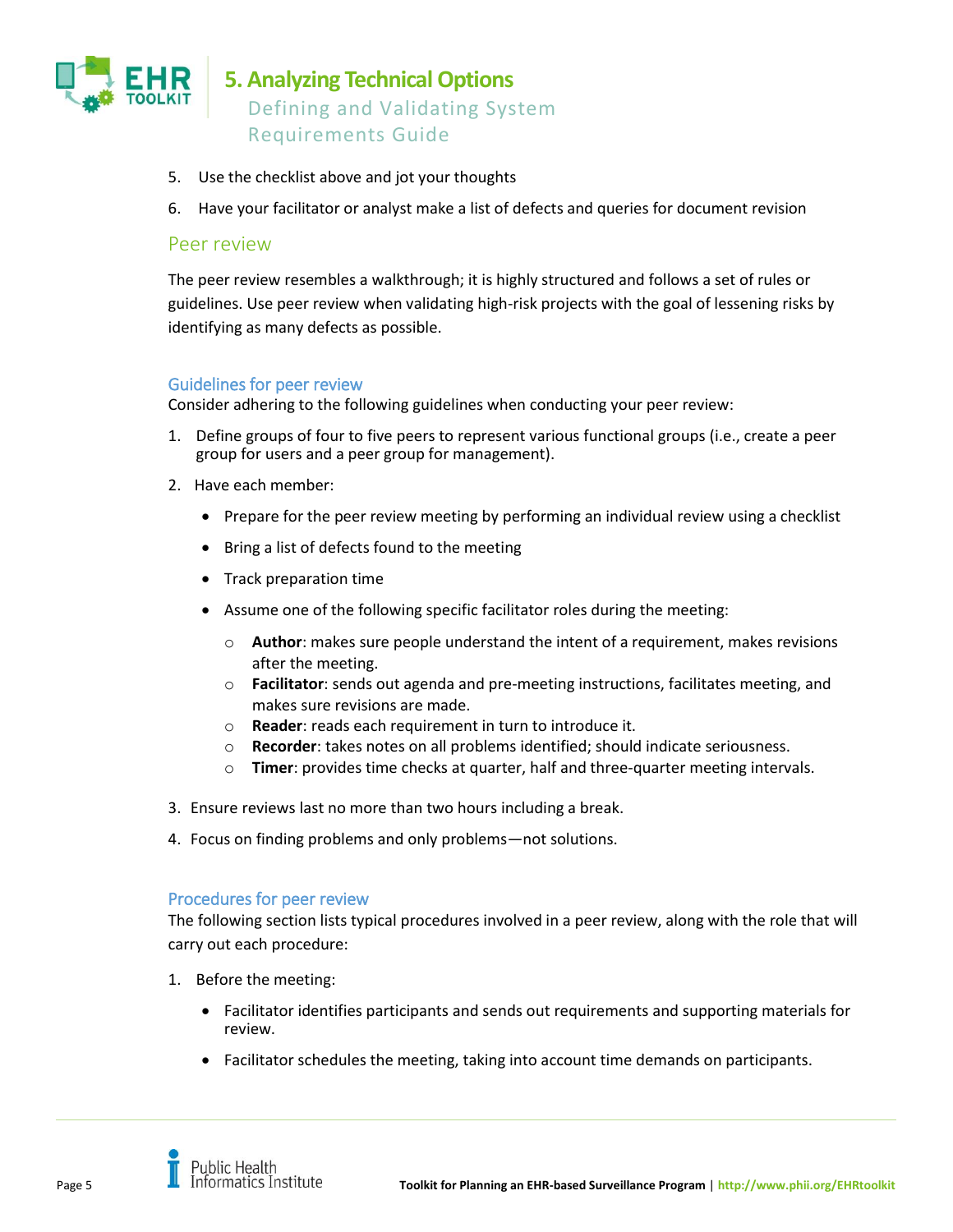5. Use the checklist above and jot your thoughts
6. Have your facilitator or analyst make a list of defects and queries for document revision

## Peer review

The peer review resembles a walkthrough; it is highly structured and follows a set of rules or guidelines. Use peer review when validating high-risk projects with the goal of lessening risks by identifying as many defects as possible.

### Guidelines for peer review

Consider adhering to the following guidelines when conducting your peer review:

1. Define groups of four to five peers to represent various functional groups (i.e., create a peer group for users and a peer group for management).
2. Have each member:
   - Prepare for the peer review meeting by performing an individual review using a checklist
   - Bring a list of defects found to the meeting
   - Track preparation time
   - Assume one of the following specific facilitator roles during the meeting:
     - **Author**: makes sure people understand the intent of a requirement, makes revisions after the meeting.
     - **Facilitator**: sends out agenda and pre-meeting instructions, facilitates meeting, and makes sure revisions are made.
     - **Reader**: reads each requirement in turn to introduce it.
     - **Recorder**: takes notes on all problems identified; should indicate seriousness.
     - **Timer**: provides time checks at quarter, half and three-quarter meeting intervals.
3. Ensure reviews last no more than two hours including a break.
4. Focus on finding problems and only problems—not solutions.

### Procedures for peer review

The following section lists typical procedures involved in a peer review, along with the role that will carry out each procedure:

1. Before the meeting:
   - Facilitator identifies participants and sends out requirements and supporting materials for review.
   - Facilitator schedules the meeting, taking into account time demands on participants.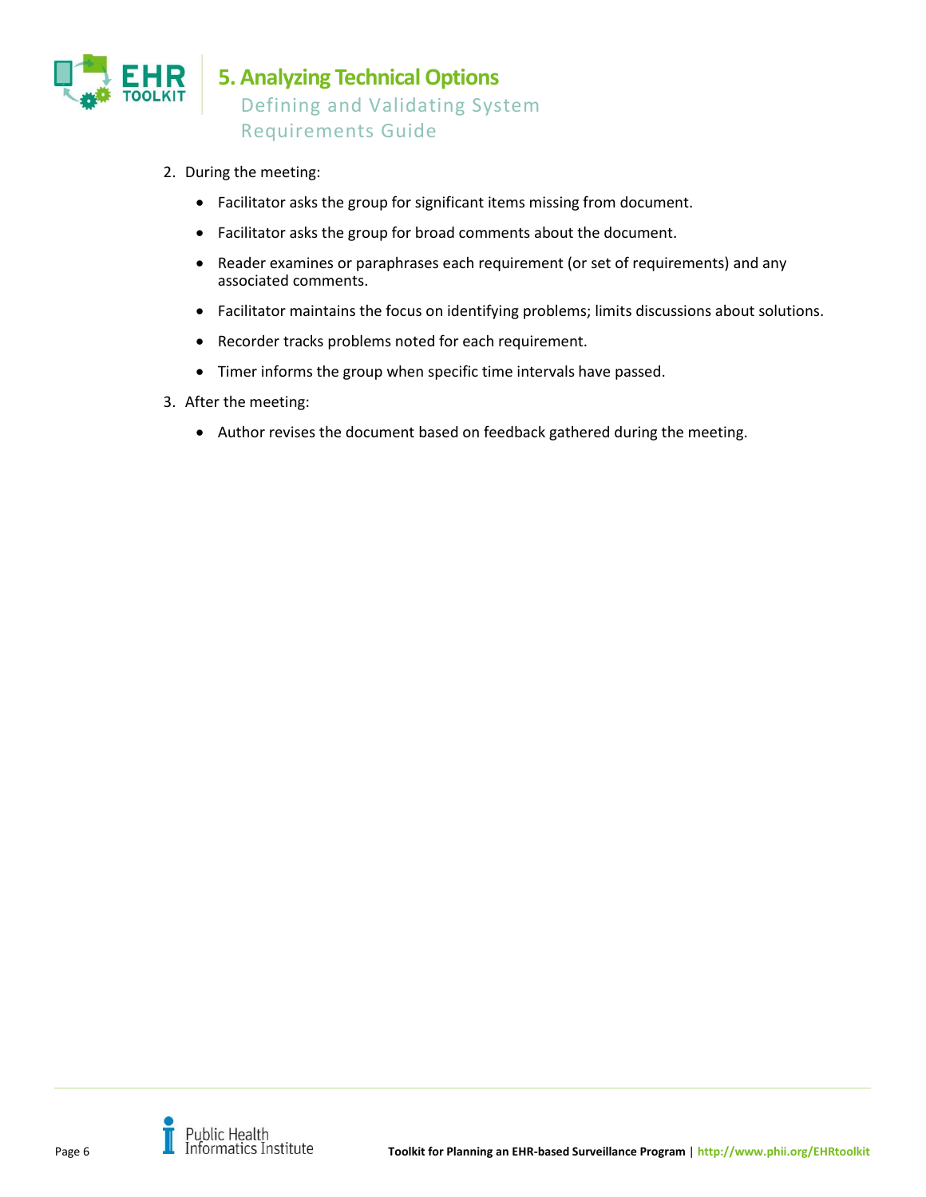2. During the meeting:

    - Facilitator asks the group for significant items missing from document.
    - Facilitator asks the group for broad comments about the document.
    - Reader examines or paraphrases each requirement (or set of requirements) and any associated comments.
    - Facilitator maintains the focus on identifying problems; limits discussions about solutions.
    - Recorder tracks problems noted for each requirement.
    - Timer informs the group when specific time intervals have passed.

3. After the meeting:

    - Author revises the document based on feedback gathered during the meeting.